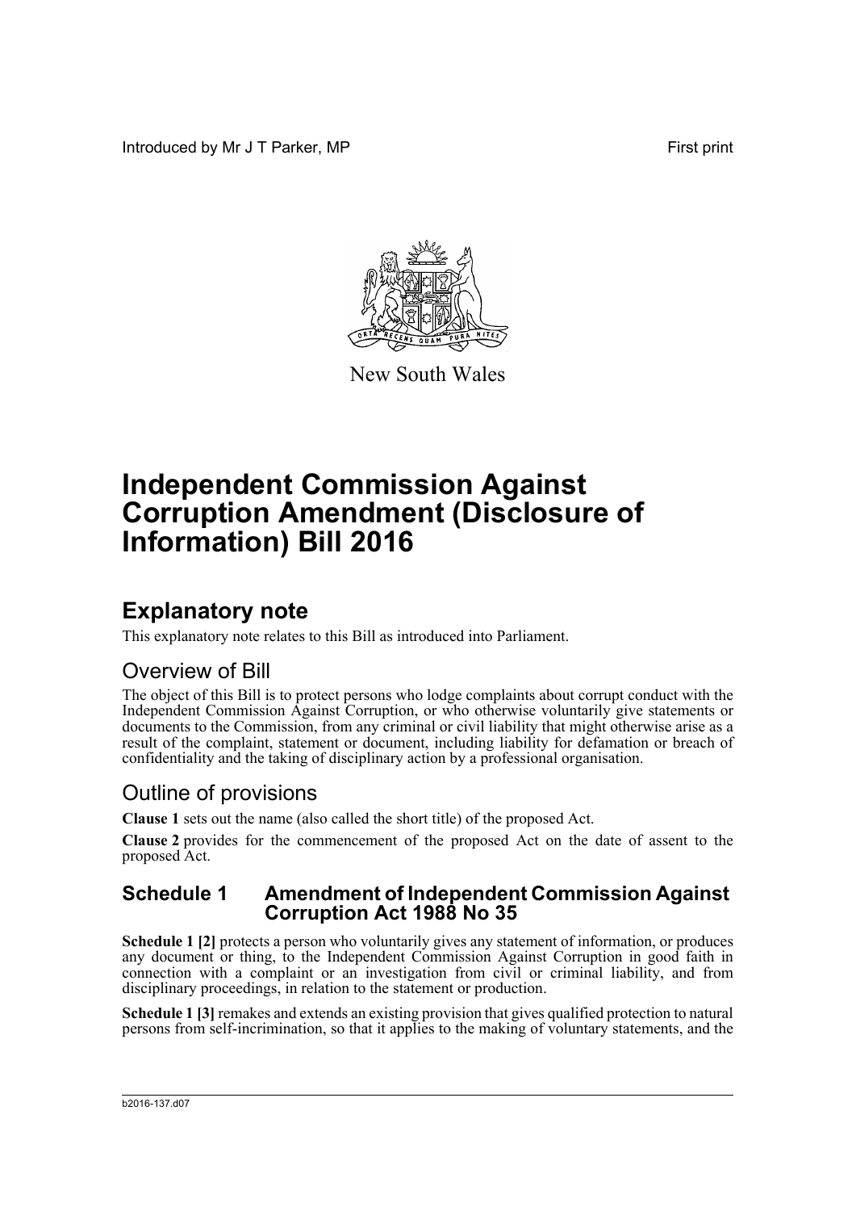Introduced by Mr J T Parker, MP

First print

New South Wales

# Independent Commission Against Corruption Amendment (Disclosure of Information) Bill 2016

## Explanatory note

This explanatory note relates to this Bill as introduced into Parliament.

### Overview of Bill

The object of this Bill is to protect persons who lodge complaints about corrupt conduct with the Independent Commission Against Corruption, or who otherwise voluntarily give statements or documents to the Commission, from any criminal or civil liability that might otherwise arise as a result of the complaint, statement or document, including liability for defamation or breach of confidentiality and the taking of disciplinary action by a professional organisation.

### Outline of provisions

**Clause 1** sets out the name (also called the short title) of the proposed Act.

**Clause 2** provides for the commencement of the proposed Act on the date of assent to the proposed Act.

#### Schedule 1 Amendment of Independent Commission Against Corruption Act 1988 No 35

**Schedule 1 [2]** protects a person who voluntarily gives any statement of information, or produces any document or thing, to the Independent Commission Against Corruption in good faith in connection with a complaint or an investigation from civil or criminal liability, and from disciplinary proceedings, in relation to the statement or production.

**Schedule 1 [3]** remakes and extends an existing provision that gives qualified protection to natural persons from self-incrimination, so that it applies to the making of voluntary statements, and the

b2016-137.d07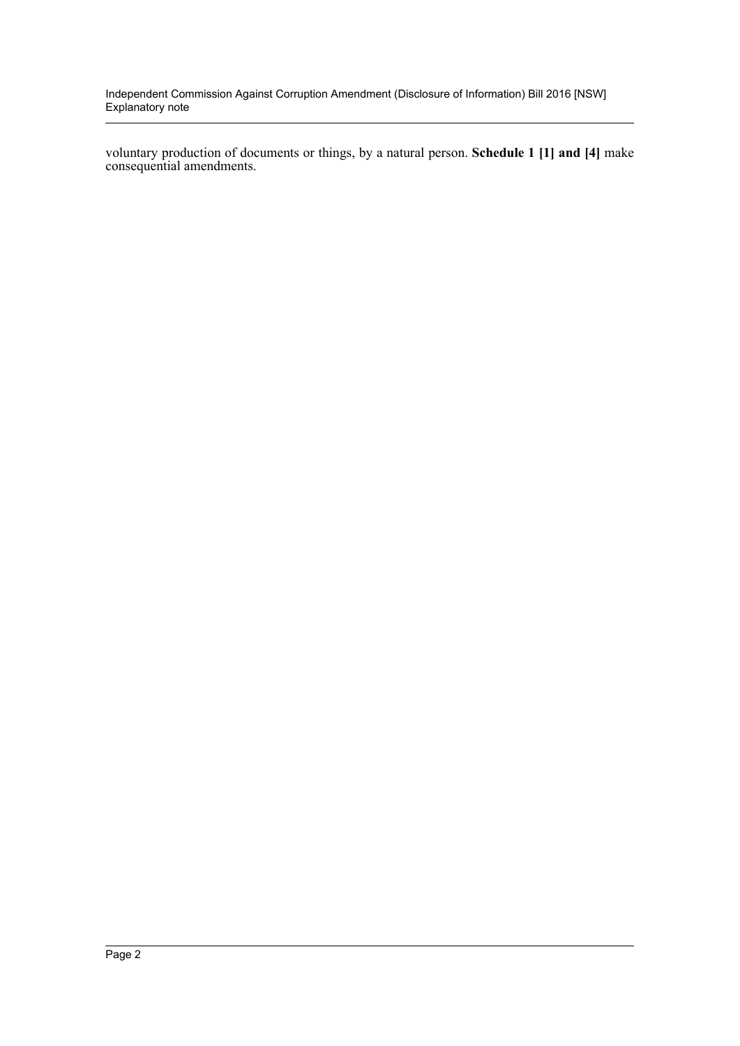voluntary production of documents or things, by a natural person. **Schedule 1 [1] and [4]** make consequential amendments.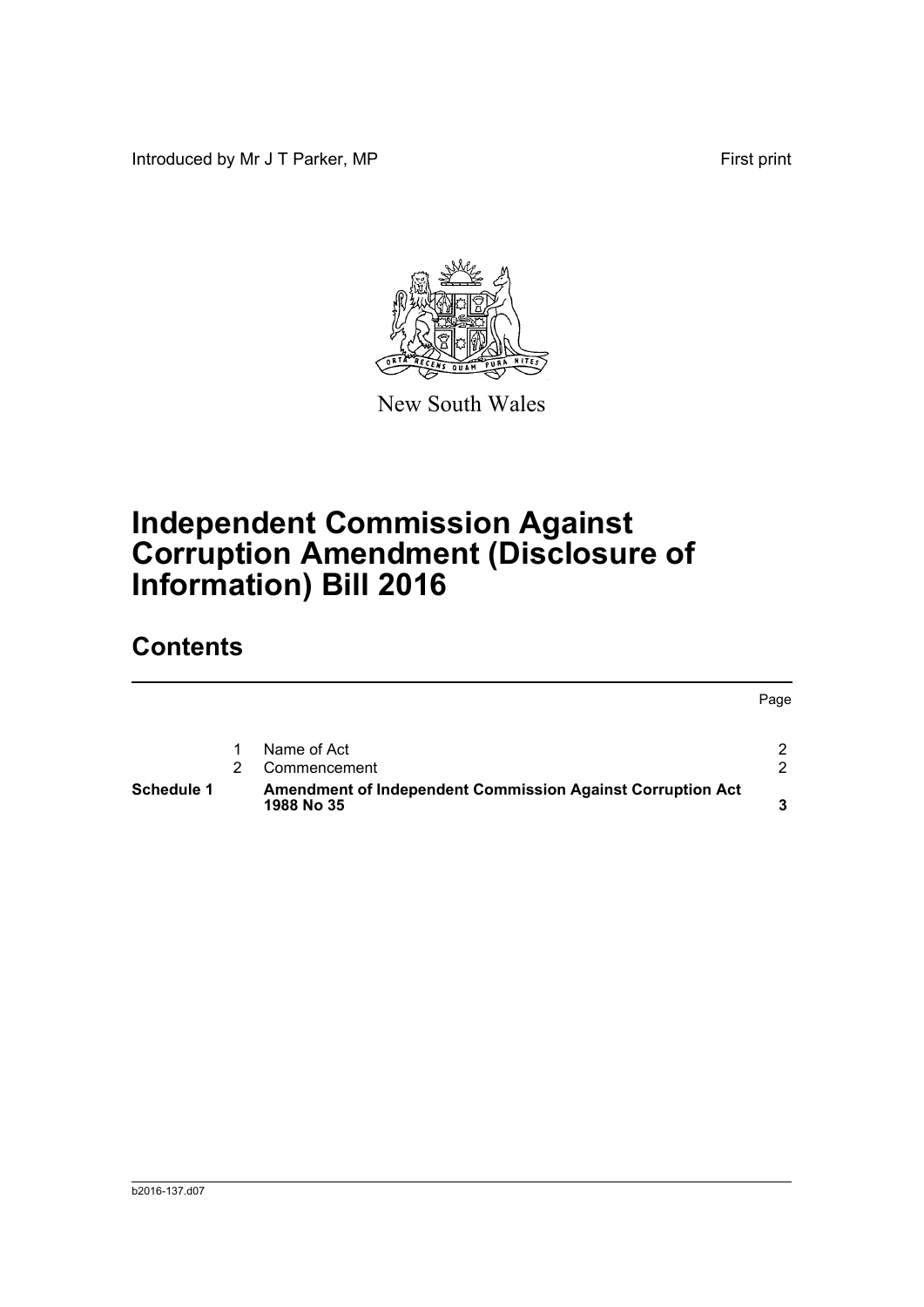Introduced by Mr J T Parker, MP

First print

New South Wales

# Independent Commission Against Corruption Amendment (Disclosure of Information) Bill 2016

## Contents

| | | | Page |
|---|---|---|---|
| | 1 | Name of Act | 2 |
| | 2 | Commencement | 2 |
| **Schedule 1** | | **Amendment of Independent Commission Against Corruption Act 1988 No 35** | **3** |

b2016-137.d07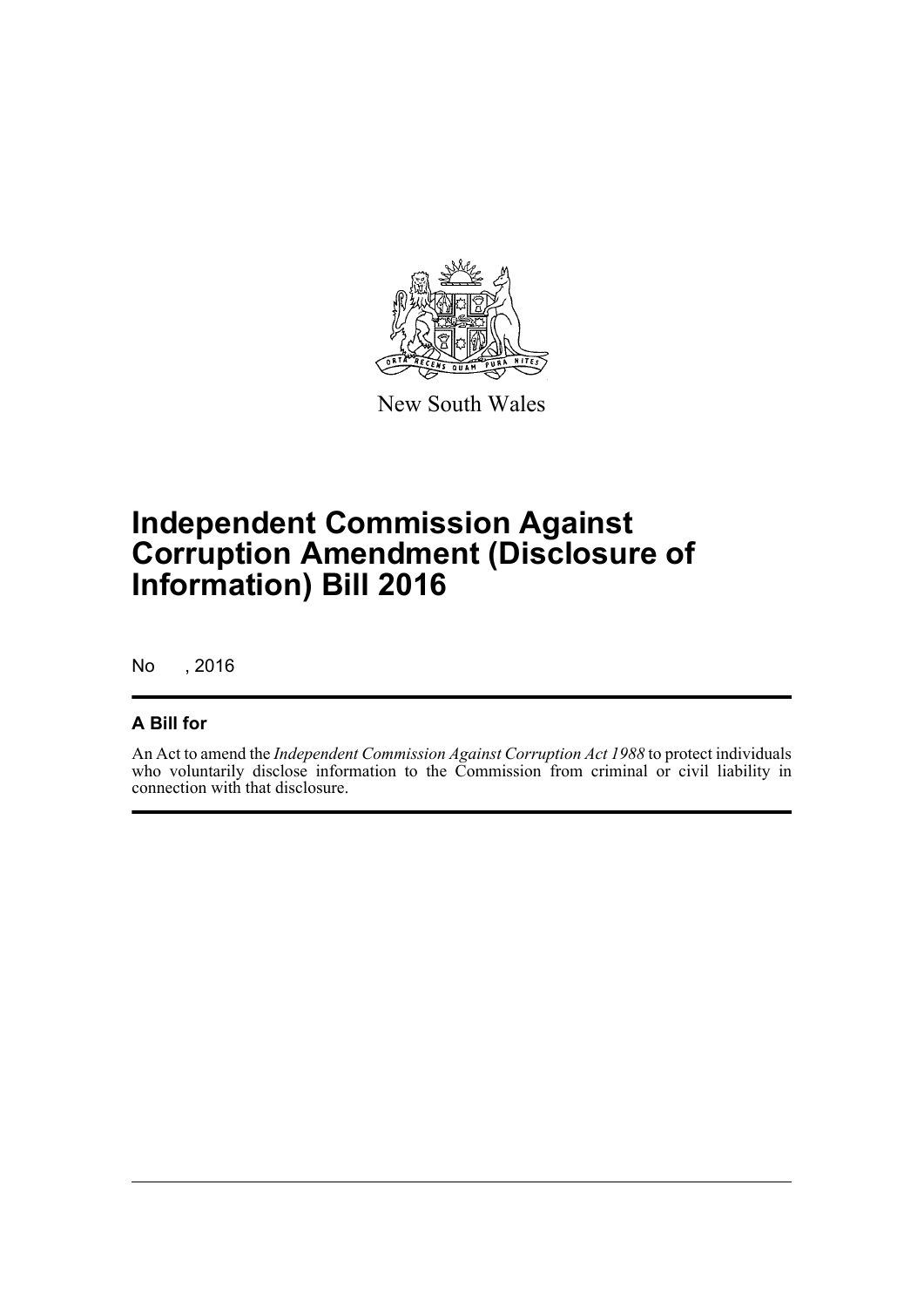New South Wales

# Independent Commission Against Corruption Amendment (Disclosure of Information) Bill 2016

No , 2016

## A Bill for

An Act to amend the *Independent Commission Against Corruption Act 1988* to protect individuals who voluntarily disclose information to the Commission from criminal or civil liability in connection with that disclosure.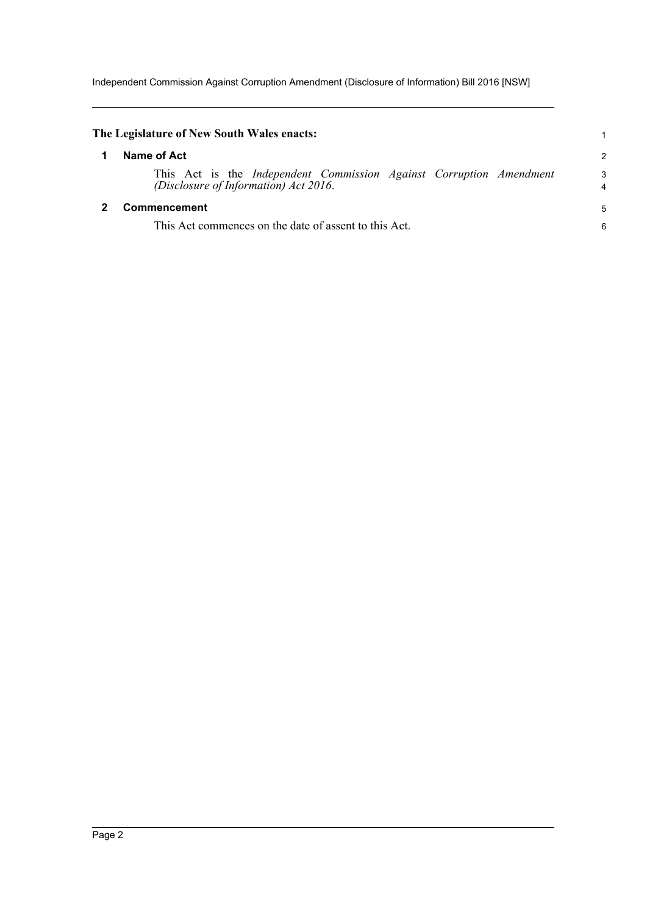**The Legislature of New South Wales enacts:**

## 1 Name of Act

This Act is the *Independent Commission Against Corruption Amendment (Disclosure of Information) Act 2016*.

## 2 Commencement

This Act commences on the date of assent to this Act.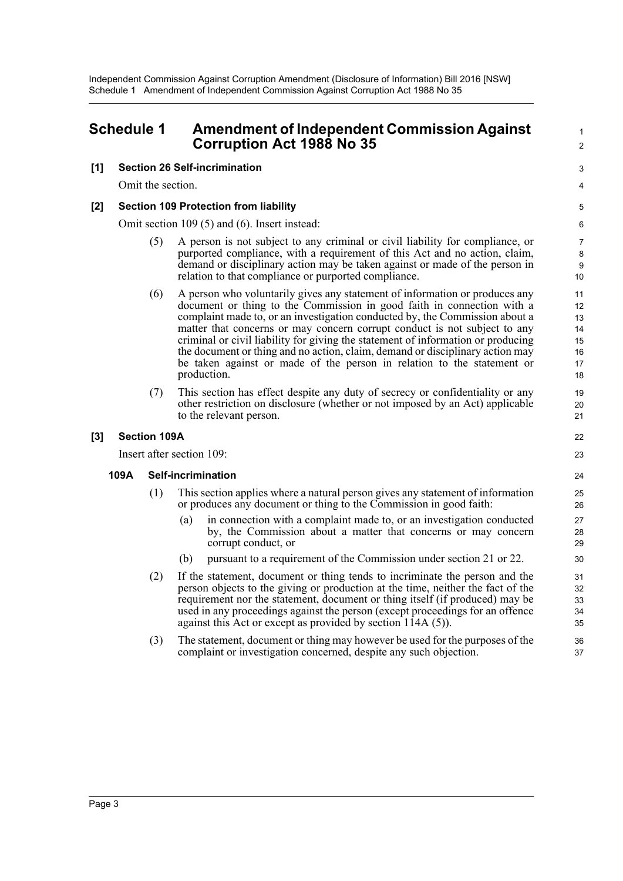# Schedule 1 Amendment of Independent Commission Against Corruption Act 1988 No 35

**[1] Section 26 Self-incrimination**

Omit the section.

**[2] Section 109 Protection from liability**

Omit section 109 (5) and (6). Insert instead:

(5) A person is not subject to any criminal or civil liability for compliance, or purported compliance, with a requirement of this Act and no action, claim, demand or disciplinary action may be taken against or made of the person in relation to that compliance or purported compliance.

(6) A person who voluntarily gives any statement of information or produces any document or thing to the Commission in good faith in connection with a complaint made to, or an investigation conducted by, the Commission about a matter that concerns or may concern corrupt conduct is not subject to any criminal or civil liability for giving the statement of information or producing the document or thing and no action, claim, demand or disciplinary action may be taken against or made of the person in relation to the statement or production.

(7) This section has effect despite any duty of secrecy or confidentiality or any other restriction on disclosure (whether or not imposed by an Act) applicable to the relevant person.

**[3] Section 109A**

Insert after section 109:

**109A Self-incrimination**

(1) This section applies where a natural person gives any statement of information or produces any document or thing to the Commission in good faith:

(a) in connection with a complaint made to, or an investigation conducted by, the Commission about a matter that concerns or may concern corrupt conduct, or

(b) pursuant to a requirement of the Commission under section 21 or 22.

(2) If the statement, document or thing tends to incriminate the person and the person objects to the giving or production at the time, neither the fact of the requirement nor the statement, document or thing itself (if produced) may be used in any proceedings against the person (except proceedings for an offence against this Act or except as provided by section 114A (5)).

(3) The statement, document or thing may however be used for the purposes of the complaint or investigation concerned, despite any such objection.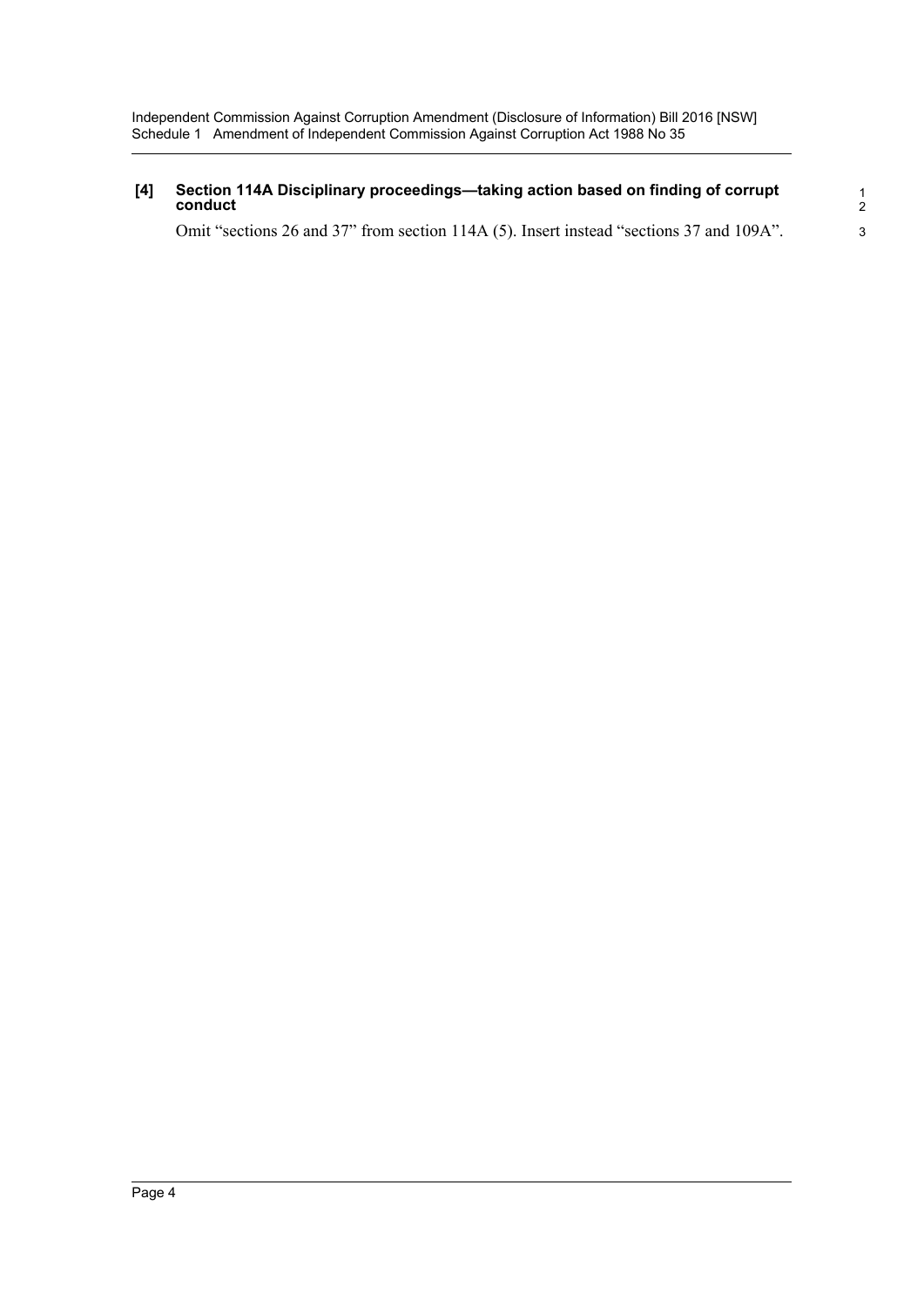**[4] Section 114A Disciplinary proceedings—taking action based on finding of corrupt conduct**

Omit "sections 26 and 37" from section 114A (5). Insert instead "sections 37 and 109A".